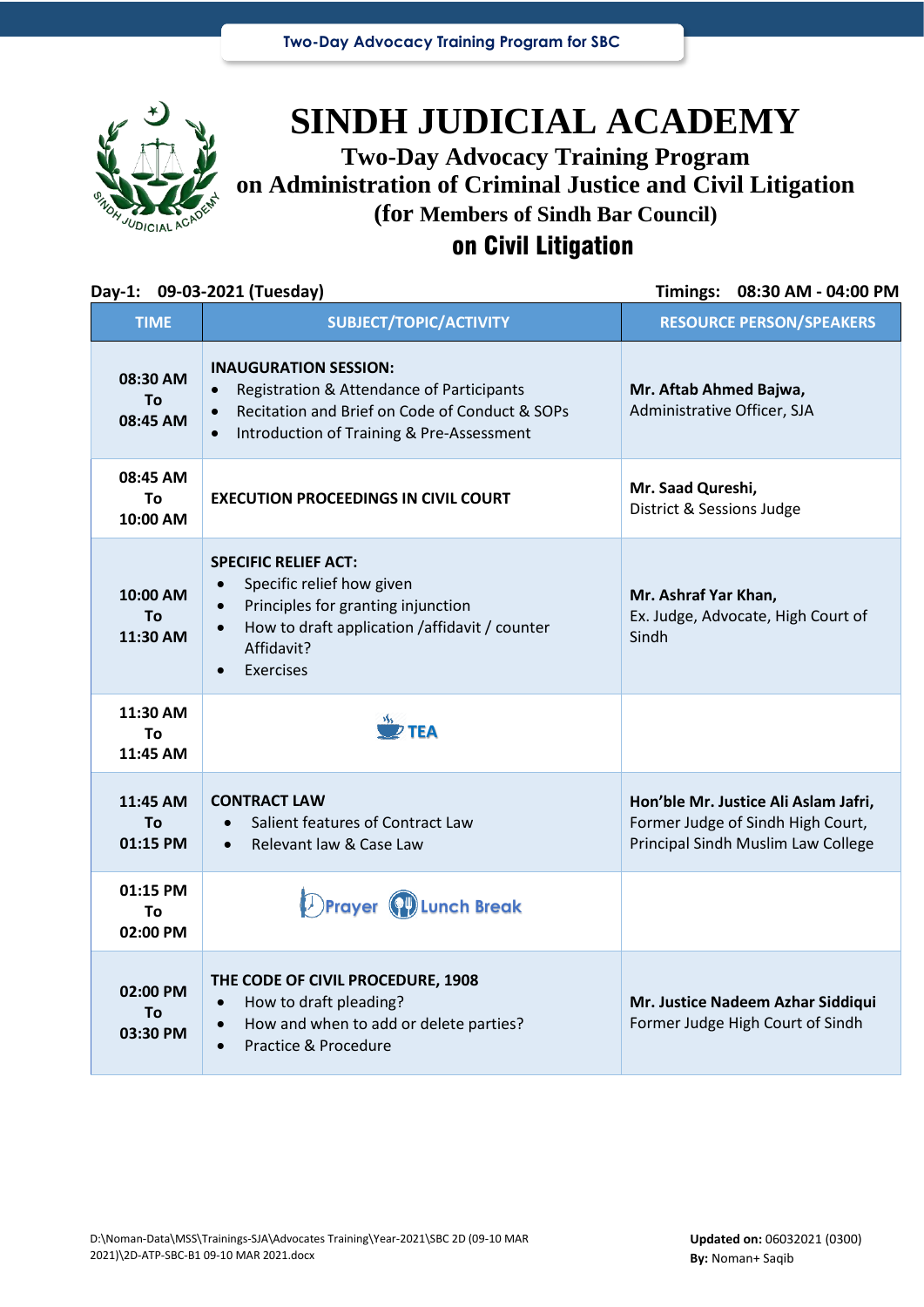# SINDH JUDICIAL ACADEMY

## Two-Day Advocacy Training Program
## on Administration of Criminal Justice and Civil Litigation
## (for Members of Sindh Bar Council)
## on Civil Litigation

**Day-1: 09-03-2021 (Tuesday)** **Timings: 08:30 AM - 04:00 PM**

| TIME | SUBJECT/TOPIC/ACTIVITY | RESOURCE PERSON/SPEAKERS |
|---|---|---|
| **08:30 AM To 08:45 AM** | **INAUGURATION SESSION:**<br>• Registration & Attendance of Participants<br>• Recitation and Brief on Code of Conduct & SOPs<br>• Introduction of Training & Pre-Assessment | **Mr. Aftab Ahmed Bajwa,**<br>Administrative Officer, SJA |
| **08:45 AM To 10:00 AM** | **EXECUTION PROCEEDINGS IN CIVIL COURT** | **Mr. Saad Qureshi,**<br>District & Sessions Judge |
| **10:00 AM To 11:30 AM** | **SPECIFIC RELIEF ACT:**<br>• Specific relief how given<br>• Principles for granting injunction<br>• How to draft application /affidavit / counter Affidavit?<br>• Exercises | **Mr. Ashraf Yar Khan,**<br>Ex. Judge, Advocate, High Court of Sindh |
| **11:30 AM To 11:45 AM** | **TEA** | |
| **11:45 AM To 01:15 PM** | **CONTRACT LAW**<br>• Salient features of Contract Law<br>• Relevant law & Case Law | **Hon'ble Mr. Justice Ali Aslam Jafri,**<br>Former Judge of Sindh High Court,<br>Principal Sindh Muslim Law College |
| **01:15 PM To 02:00 PM** | **Prayer Lunch Break** | |
| **02:00 PM To 03:30 PM** | **THE CODE OF CIVIL PROCEDURE, 1908**<br>• How to draft pleading?<br>• How and when to add or delete parties?<br>• Practice & Procedure | **Mr. Justice Nadeem Azhar Siddiqui**<br>Former Judge High Court of Sindh |

D:\Noman-Data\MSS\Trainings-SJA\Advocates Training\Year-2021\SBC 2D (09-10 MAR 2021)\2D-ATP-SBC-B1 09-10 MAR 2021.docx

**Updated on:** 06032021 (0300)
**By:** Noman+ Saqib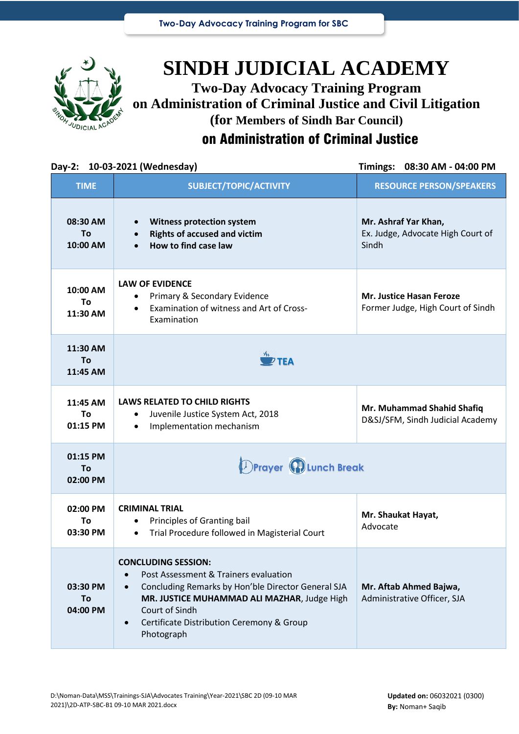# SINDH JUDICIAL ACADEMY

## Two-Day Advocacy Training Program on Administration of Criminal Justice and Civil Litigation

### (for Members of Sindh Bar Council)

## on Administration of Criminal Justice

**Day-2: 10-03-2021 (Wednesday)** **Timings: 08:30 AM - 04:00 PM**

| TIME | SUBJECT/TOPIC/ACTIVITY | RESOURCE PERSON/SPEAKERS |
|---|---|---|
| **08:30 AM To 10:00 AM** | • **Witness protection system**<br>• **Rights of accused and victim**<br>• **How to find case law** | **Mr. Ashraf Yar Khan,**<br>Ex. Judge, Advocate High Court of Sindh |
| **10:00 AM To 11:30 AM** | **LAW OF EVIDENCE**<br>• Primary & Secondary Evidence<br>• Examination of witness and Art of Cross-Examination | **Mr. Justice Hasan Feroze**<br>Former Judge, High Court of Sindh |
| **11:30 AM To 11:45 AM** | TEA | |
| **11:45 AM To 01:15 PM** | **LAWS RELATED TO CHILD RIGHTS**<br>• Juvenile Justice System Act, 2018<br>• Implementation mechanism | **Mr. Muhammad Shahid Shafiq**<br>D&SJ/SFM, Sindh Judicial Academy |
| **01:15 PM To 02:00 PM** | Prayer Lunch Break | |
| **02:00 PM To 03:30 PM** | **CRIMINAL TRIAL**<br>• Principles of Granting bail<br>• Trial Procedure followed in Magisterial Court | **Mr. Shaukat Hayat,**<br>Advocate |
| **03:30 PM To 04:00 PM** | **CONCLUDING SESSION:**<br>• Post Assessment & Trainers evaluation<br>• Concluding Remarks by Hon'ble Director General SJA **MR. JUSTICE MUHAMMAD ALI MAZHAR**, Judge High Court of Sindh<br>• Certificate Distribution Ceremony & Group Photograph | **Mr. Aftab Ahmed Bajwa,**<br>Administrative Officer, SJA |

D:\Noman-Data\MSS\Trainings-SJA\Advocates Training\Year-2021\SBC 2D (09-10 MAR 2021)\2D-ATP-SBC-B1 09-10 MAR 2021.docx

**Updated on:** 06032021 (0300)
**By:** Noman+ Saqib